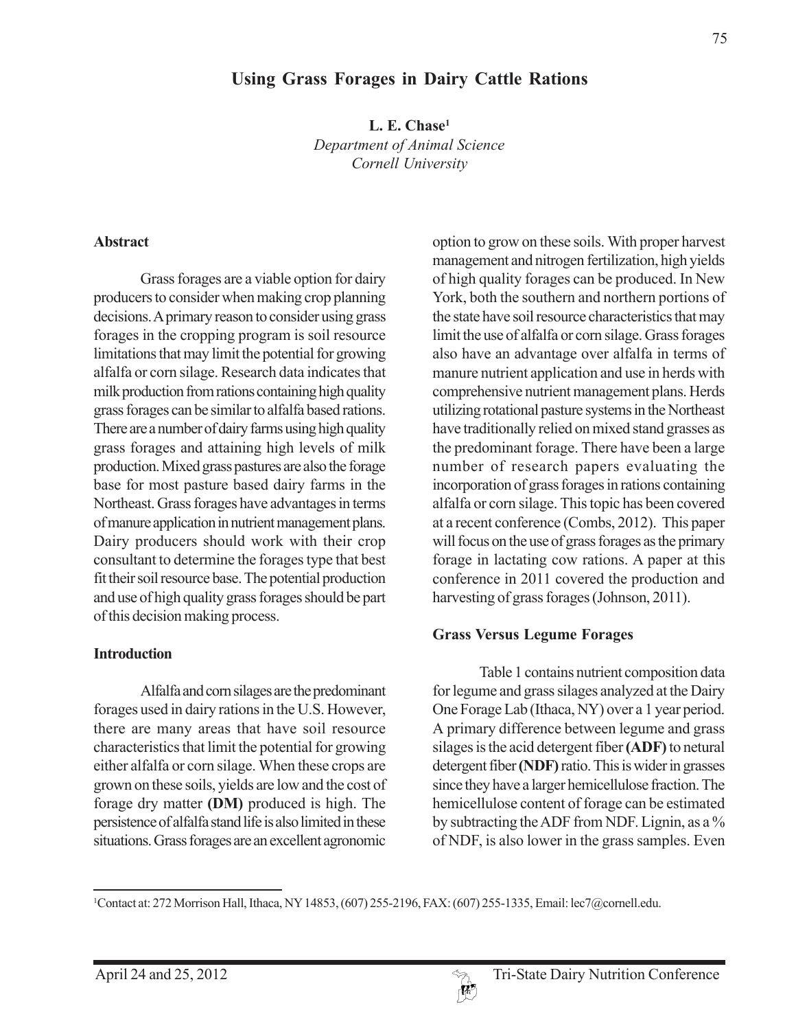# Using Grass Forages in Dairy Cattle Rations

**L. E. Chase**[1]
*Department of Animal Science*
*Cornell University*

## Abstract

Grass forages are a viable option for dairy producers to consider when making crop planning decisions. A primary reason to consider using grass forages in the cropping program is soil resource limitations that may limit the potential for growing alfalfa or corn silage. Research data indicates that milk production from rations containing high quality grass forages can be similar to alfalfa based rations. There are a number of dairy farms using high quality grass forages and attaining high levels of milk production. Mixed grass pastures are also the forage base for most pasture based dairy farms in the Northeast. Grass forages have advantages in terms of manure application in nutrient management plans. Dairy producers should work with their crop consultant to determine the forages type that best fit their soil resource base. The potential production and use of high quality grass forages should be part of this decision making process.

## Introduction

Alfalfa and corn silages are the predominant forages used in dairy rations in the U.S. However, there are many areas that have soil resource characteristics that limit the potential for growing either alfalfa or corn silage. When these crops are grown on these soils, yields are low and the cost of forage dry matter **(DM)** produced is high. The persistence of alfalfa stand life is also limited in these situations. Grass forages are an excellent agronomic option to grow on these soils. With proper harvest management and nitrogen fertilization, high yields of high quality forages can be produced. In New York, both the southern and northern portions of the state have soil resource characteristics that may limit the use of alfalfa or corn silage. Grass forages also have an advantage over alfalfa in terms of manure nutrient application and use in herds with comprehensive nutrient management plans. Herds utilizing rotational pasture systems in the Northeast have traditionally relied on mixed stand grasses as the predominant forage. There have been a large number of research papers evaluating the incorporation of grass forages in rations containing alfalfa or corn silage. This topic has been covered at a recent conference (Combs, 2012). This paper will focus on the use of grass forages as the primary forage in lactating cow rations. A paper at this conference in 2011 covered the production and harvesting of grass forages (Johnson, 2011).

## Grass Versus Legume Forages

Table 1 contains nutrient composition data for legume and grass silages analyzed at the Dairy One Forage Lab (Ithaca, NY) over a 1 year period. A primary difference between legume and grass silages is the acid detergent fiber **(ADF)** to netural detergent fiber **(NDF)** ratio. This is wider in grasses since they have a larger hemicellulose fraction. The hemicellulose content of forage can be estimated by subtracting the ADF from NDF. Lignin, as a % of NDF, is also lower in the grass samples. Even

---

[1]Contact at: 272 Morrison Hall, Ithaca, NY 14853, (607) 255-2196, FAX: (607) 255-1335, Email: lec7@cornell.edu.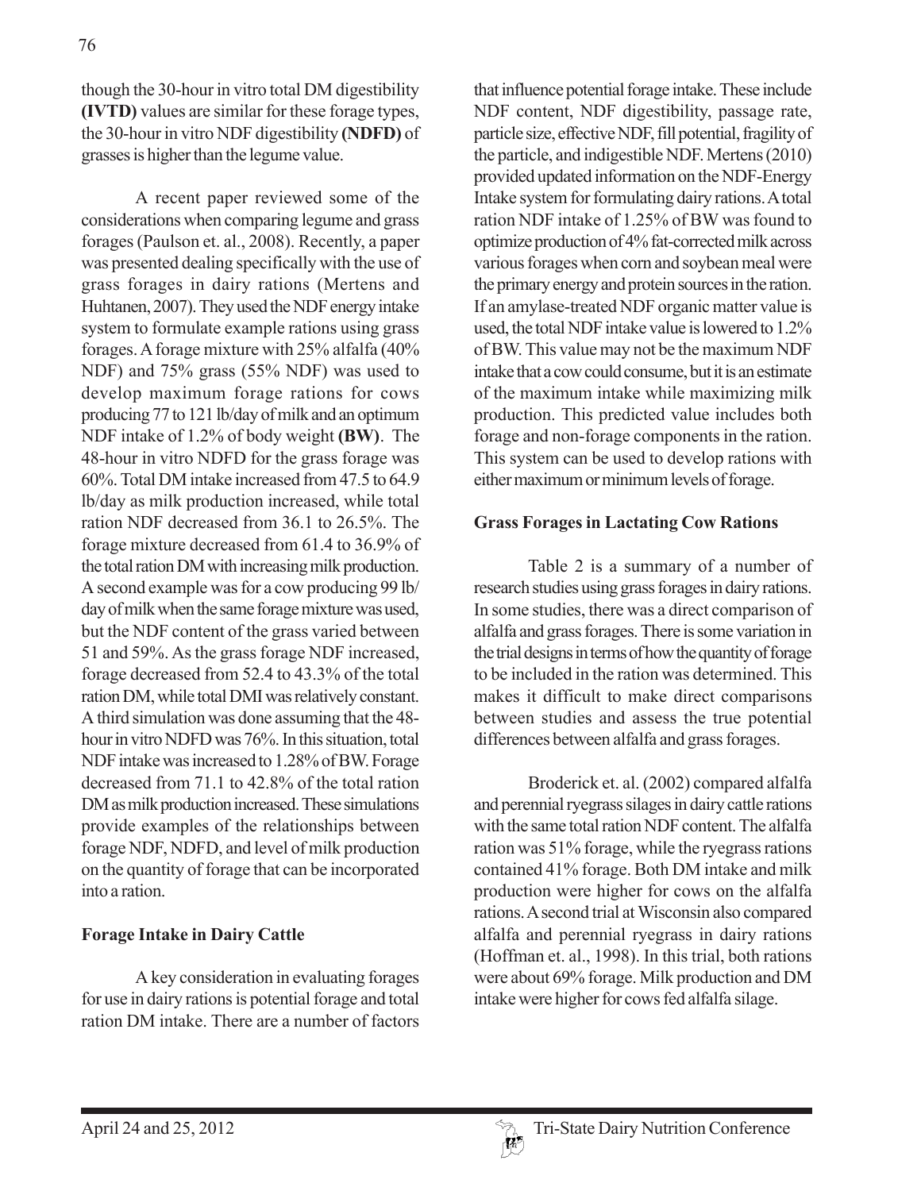though the 30-hour in vitro total DM digestibility **(IVTD)** values are similar for these forage types, the 30-hour in vitro NDF digestibility **(NDFD)** of grasses is higher than the legume value.

A recent paper reviewed some of the considerations when comparing legume and grass forages (Paulson et. al., 2008). Recently, a paper was presented dealing specifically with the use of grass forages in dairy rations (Mertens and Huhtanen, 2007). They used the NDF energy intake system to formulate example rations using grass forages. A forage mixture with 25% alfalfa (40% NDF) and 75% grass (55% NDF) was used to develop maximum forage rations for cows producing 77 to 121 lb/day of milk and an optimum NDF intake of 1.2% of body weight **(BW)**. The 48-hour in vitro NDFD for the grass forage was 60%. Total DM intake increased from 47.5 to 64.9 lb/day as milk production increased, while total ration NDF decreased from 36.1 to 26.5%. The forage mixture decreased from 61.4 to 36.9% of the total ration DM with increasing milk production. A second example was for a cow producing 99 lb/day of milk when the same forage mixture was used, but the NDF content of the grass varied between 51 and 59%. As the grass forage NDF increased, forage decreased from 52.4 to 43.3% of the total ration DM, while total DMI was relatively constant. A third simulation was done assuming that the 48-hour in vitro NDFD was 76%. In this situation, total NDF intake was increased to 1.28% of BW. Forage decreased from 71.1 to 42.8% of the total ration DM as milk production increased. These simulations provide examples of the relationships between forage NDF, NDFD, and level of milk production on the quantity of forage that can be incorporated into a ration.

## Forage Intake in Dairy Cattle

A key consideration in evaluating forages for use in dairy rations is potential forage and total ration DM intake. There are a number of factors that influence potential forage intake. These include NDF content, NDF digestibility, passage rate, particle size, effective NDF, fill potential, fragility of the particle, and indigestible NDF. Mertens (2010) provided updated information on the NDF-Energy Intake system for formulating dairy rations. A total ration NDF intake of 1.25% of BW was found to optimize production of 4% fat-corrected milk across various forages when corn and soybean meal were the primary energy and protein sources in the ration. If an amylase-treated NDF organic matter value is used, the total NDF intake value is lowered to 1.2% of BW. This value may not be the maximum NDF intake that a cow could consume, but it is an estimate of the maximum intake while maximizing milk production. This predicted value includes both forage and non-forage components in the ration. This system can be used to develop rations with either maximum or minimum levels of forage.

## Grass Forages in Lactating Cow Rations

Table 2 is a summary of a number of research studies using grass forages in dairy rations. In some studies, there was a direct comparison of alfalfa and grass forages. There is some variation in the trial designs in terms of how the quantity of forage to be included in the ration was determined. This makes it difficult to make direct comparisons between studies and assess the true potential differences between alfalfa and grass forages.

Broderick et. al. (2002) compared alfalfa and perennial ryegrass silages in dairy cattle rations with the same total ration NDF content. The alfalfa ration was 51% forage, while the ryegrass rations contained 41% forage. Both DM intake and milk production were higher for cows on the alfalfa rations. A second trial at Wisconsin also compared alfalfa and perennial ryegrass in dairy rations (Hoffman et. al., 1998). In this trial, both rations were about 69% forage. Milk production and DM intake were higher for cows fed alfalfa silage.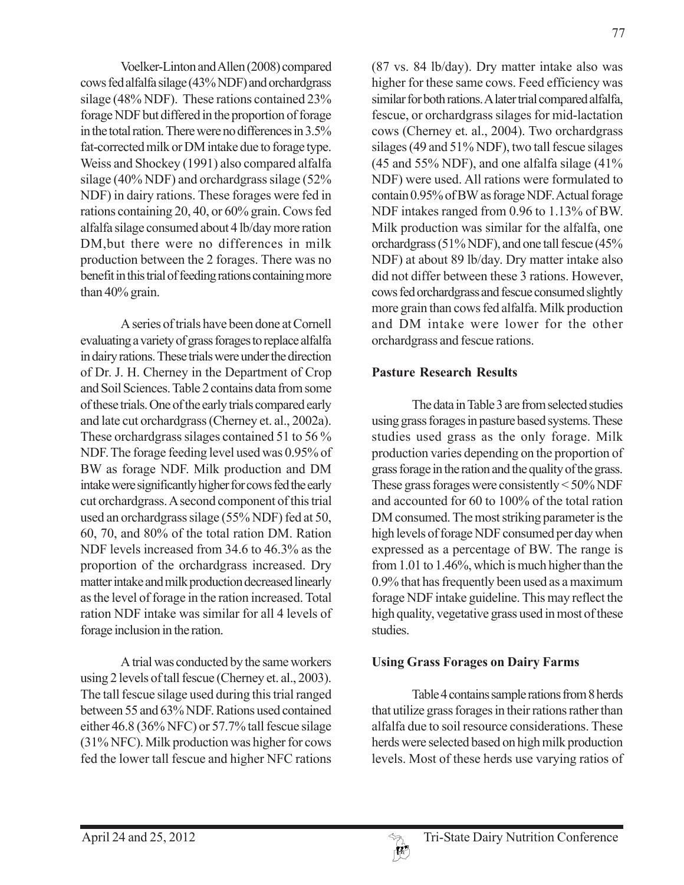Voelker-Linton and Allen (2008) compared cows fed alfalfa silage (43% NDF) and orchardgrass silage (48% NDF). These rations contained 23% forage NDF but differed in the proportion of forage in the total ration. There were no differences in 3.5% fat-corrected milk or DM intake due to forage type. Weiss and Shockey (1991) also compared alfalfa silage (40% NDF) and orchardgrass silage (52% NDF) in dairy rations. These forages were fed in rations containing 20, 40, or 60% grain. Cows fed alfalfa silage consumed about 4 lb/day more ration DM, but there were no differences in milk production between the 2 forages. There was no benefit in this trial of feeding rations containing more than 40% grain.

A series of trials have been done at Cornell evaluating a variety of grass forages to replace alfalfa in dairy rations. These trials were under the direction of Dr. J. H. Cherney in the Department of Crop and Soil Sciences. Table 2 contains data from some of these trials. One of the early trials compared early and late cut orchardgrass (Cherney et. al., 2002a). These orchardgrass silages contained 51 to 56 % NDF. The forage feeding level used was 0.95% of BW as forage NDF. Milk production and DM intake were significantly higher for cows fed the early cut orchardgrass. A second component of this trial used an orchardgrass silage (55% NDF) fed at 50, 60, 70, and 80% of the total ration DM. Ration NDF levels increased from 34.6 to 46.3% as the proportion of the orchardgrass increased. Dry matter intake and milk production decreased linearly as the level of forage in the ration increased. Total ration NDF intake was similar for all 4 levels of forage inclusion in the ration.

A trial was conducted by the same workers using 2 levels of tall fescue (Cherney et. al., 2003). The tall fescue silage used during this trial ranged between 55 and 63% NDF. Rations used contained either 46.8 (36% NFC) or 57.7% tall fescue silage (31% NFC). Milk production was higher for cows fed the lower tall fescue and higher NFC rations (87 vs. 84 lb/day). Dry matter intake also was higher for these same cows. Feed efficiency was similar for both rations. A later trial compared alfalfa, fescue, or orchardgrass silages for mid-lactation cows (Cherney et. al., 2004). Two orchardgrass silages (49 and 51% NDF), two tall fescue silages (45 and 55% NDF), and one alfalfa silage (41% NDF) were used. All rations were formulated to contain 0.95% of BW as forage NDF. Actual forage NDF intakes ranged from 0.96 to 1.13% of BW. Milk production was similar for the alfalfa, one orchardgrass (51% NDF), and one tall fescue (45% NDF) at about 89 lb/day. Dry matter intake also did not differ between these 3 rations. However, cows fed orchardgrass and fescue consumed slightly more grain than cows fed alfalfa. Milk production and DM intake were lower for the other orchardgrass and fescue rations.

## Pasture Research Results

The data in Table 3 are from selected studies using grass forages in pasture based systems. These studies used grass as the only forage. Milk production varies depending on the proportion of grass forage in the ration and the quality of the grass. These grass forages were consistently < 50% NDF and accounted for 60 to 100% of the total ration DM consumed. The most striking parameter is the high levels of forage NDF consumed per day when expressed as a percentage of BW. The range is from 1.01 to 1.46%, which is much higher than the 0.9% that has frequently been used as a maximum forage NDF intake guideline. This may reflect the high quality, vegetative grass used in most of these studies.

## Using Grass Forages on Dairy Farms

Table 4 contains sample rations from 8 herds that utilize grass forages in their rations rather than alfalfa due to soil resource considerations. These herds were selected based on high milk production levels. Most of these herds use varying ratios of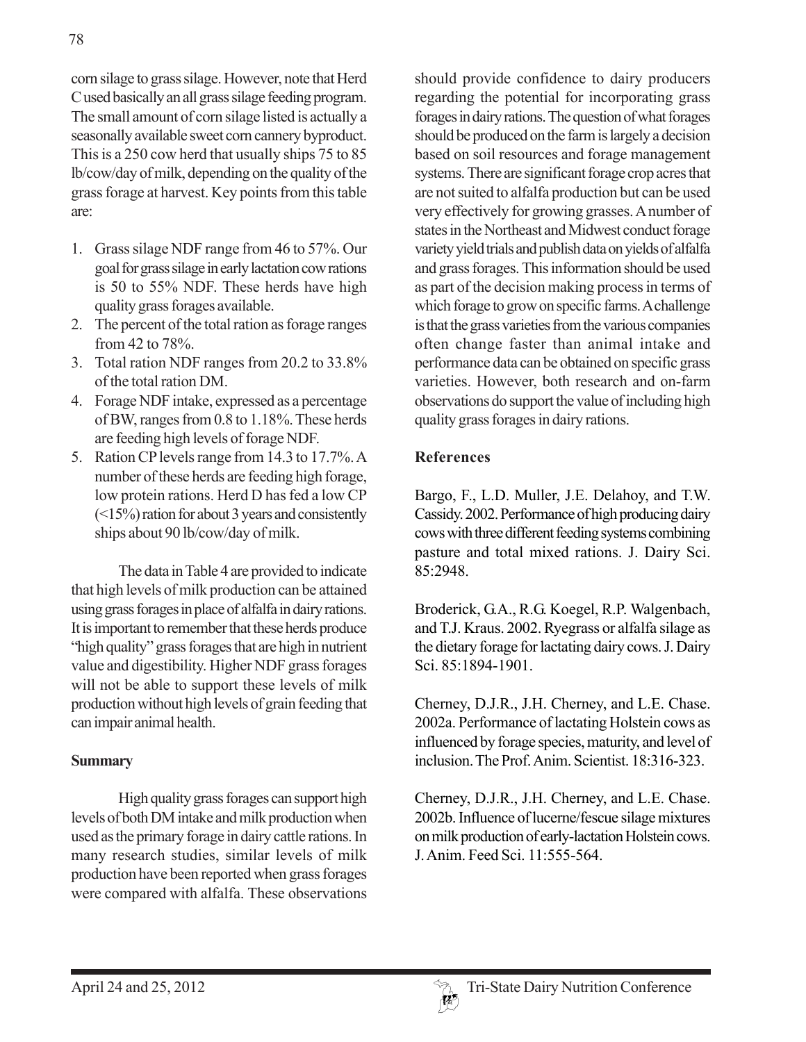corn silage to grass silage. However, note that Herd C used basically an all grass silage feeding program. The small amount of corn silage listed is actually a seasonally available sweet corn cannery byproduct. This is a 250 cow herd that usually ships 75 to 85 lb/cow/day of milk, depending on the quality of the grass forage at harvest. Key points from this table are:

1. Grass silage NDF range from 46 to 57%. Our goal for grass silage in early lactation cow rations is 50 to 55% NDF. These herds have high quality grass forages available.
2. The percent of the total ration as forage ranges from 42 to 78%.
3. Total ration NDF ranges from 20.2 to 33.8% of the total ration DM.
4. Forage NDF intake, expressed as a percentage of BW, ranges from 0.8 to 1.18%. These herds are feeding high levels of forage NDF.
5. Ration CP levels range from 14.3 to 17.7%. A number of these herds are feeding high forage, low protein rations. Herd D has fed a low CP (<15%) ration for about 3 years and consistently ships about 90 lb/cow/day of milk.

The data in Table 4 are provided to indicate that high levels of milk production can be attained using grass forages in place of alfalfa in dairy rations. It is important to remember that these herds produce "high quality" grass forages that are high in nutrient value and digestibility. Higher NDF grass forages will not be able to support these levels of milk production without high levels of grain feeding that can impair animal health.

**Summary**

High quality grass forages can support high levels of both DM intake and milk production when used as the primary forage in dairy cattle rations. In many research studies, similar levels of milk production have been reported when grass forages were compared with alfalfa. These observations should provide confidence to dairy producers regarding the potential for incorporating grass forages in dairy rations. The question of what forages should be produced on the farm is largely a decision based on soil resources and forage management systems. There are significant forage crop acres that are not suited to alfalfa production but can be used very effectively for growing grasses. A number of states in the Northeast and Midwest conduct forage variety yield trials and publish data on yields of alfalfa and grass forages. This information should be used as part of the decision making process in terms of which forage to grow on specific farms. A challenge is that the grass varieties from the various companies often change faster than animal intake and performance data can be obtained on specific grass varieties. However, both research and on-farm observations do support the value of including high quality grass forages in dairy rations.

**References**

Bargo, F., L.D. Muller, J.E. Delahoy, and T.W. Cassidy. 2002. Performance of high producing dairy cows with three different feeding systems combining pasture and total mixed rations. J. Dairy Sci. 85:2948.

Broderick, G.A., R.G. Koegel, R.P. Walgenbach, and T.J. Kraus. 2002. Ryegrass or alfalfa silage as the dietary forage for lactating dairy cows. J. Dairy Sci. 85:1894-1901.

Cherney, D.J.R., J.H. Cherney, and L.E. Chase. 2002a. Performance of lactating Holstein cows as influenced by forage species, maturity, and level of inclusion. The Prof. Anim. Scientist. 18:316-323.

Cherney, D.J.R., J.H. Cherney, and L.E. Chase. 2002b. Influence of lucerne/fescue silage mixtures on milk production of early-lactation Holstein cows. J. Anim. Feed Sci. 11:555-564.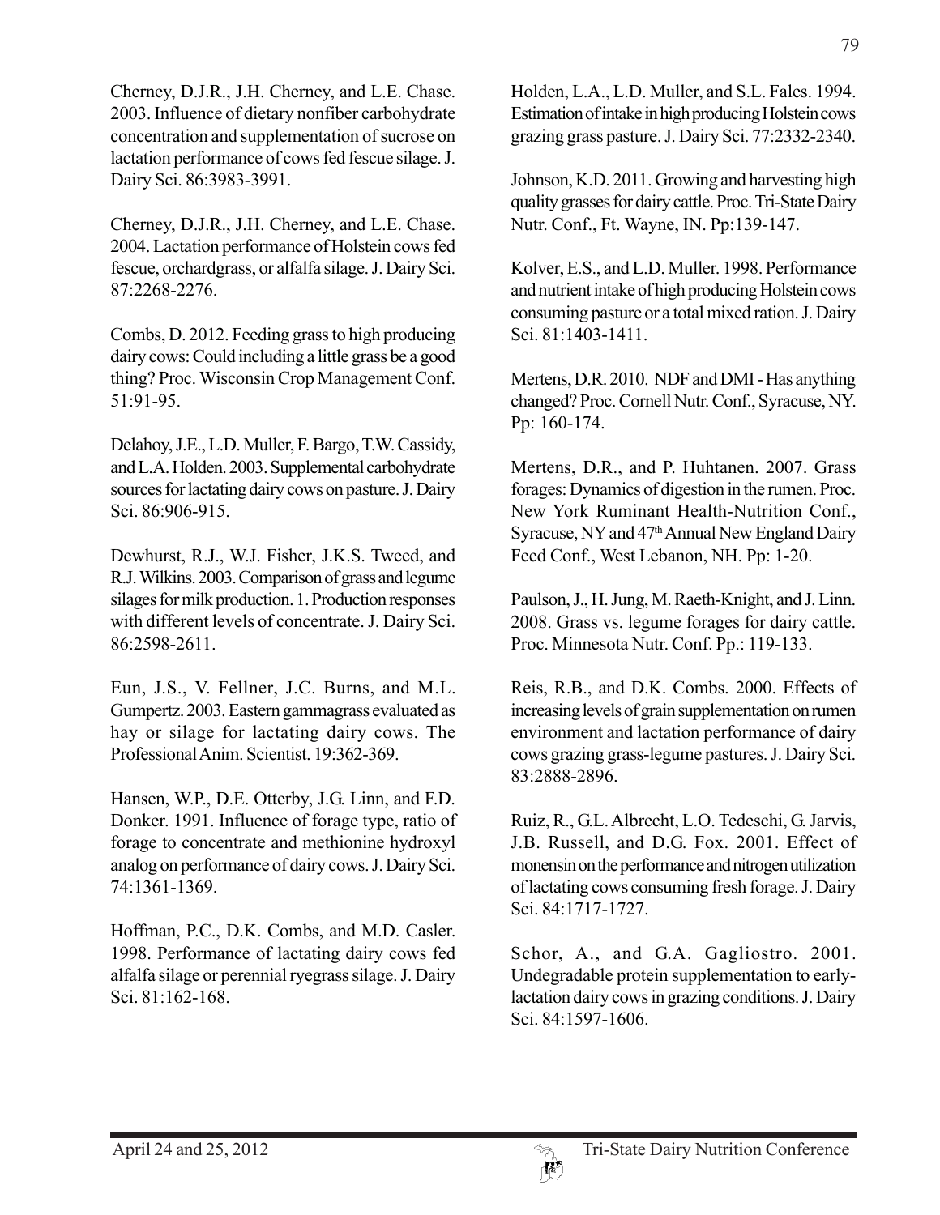Cherney, D.J.R., J.H. Cherney, and L.E. Chase. 2003. Influence of dietary nonfiber carbohydrate concentration and supplementation of sucrose on lactation performance of cows fed fescue silage. J. Dairy Sci. 86:3983-3991.

Cherney, D.J.R., J.H. Cherney, and L.E. Chase. 2004. Lactation performance of Holstein cows fed fescue, orchardgrass, or alfalfa silage. J. Dairy Sci. 87:2268-2276.

Combs, D. 2012. Feeding grass to high producing dairy cows: Could including a little grass be a good thing? Proc. Wisconsin Crop Management Conf. 51:91-95.

Delahoy, J.E., L.D. Muller, F. Bargo, T.W. Cassidy, and L.A. Holden. 2003. Supplemental carbohydrate sources for lactating dairy cows on pasture. J. Dairy Sci. 86:906-915.

Dewhurst, R.J., W.J. Fisher, J.K.S. Tweed, and R.J. Wilkins. 2003. Comparison of grass and legume silages for milk production. 1. Production responses with different levels of concentrate. J. Dairy Sci. 86:2598-2611.

Eun, J.S., V. Fellner, J.C. Burns, and M.L. Gumpertz. 2003. Eastern gammagrass evaluated as hay or silage for lactating dairy cows. The Professional Anim. Scientist. 19:362-369.

Hansen, W.P., D.E. Otterby, J.G. Linn, and F.D. Donker. 1991. Influence of forage type, ratio of forage to concentrate and methionine hydroxyl analog on performance of dairy cows. J. Dairy Sci. 74:1361-1369.

Hoffman, P.C., D.K. Combs, and M.D. Casler. 1998. Performance of lactating dairy cows fed alfalfa silage or perennial ryegrass silage. J. Dairy Sci. 81:162-168.

Holden, L.A., L.D. Muller, and S.L. Fales. 1994. Estimation of intake in high producing Holstein cows grazing grass pasture. J. Dairy Sci. 77:2332-2340.

Johnson, K.D. 2011. Growing and harvesting high quality grasses for dairy cattle. Proc. Tri-State Dairy Nutr. Conf., Ft. Wayne, IN. Pp:139-147.

Kolver, E.S., and L.D. Muller. 1998. Performance and nutrient intake of high producing Holstein cows consuming pasture or a total mixed ration. J. Dairy Sci. 81:1403-1411.

Mertens, D.R. 2010. NDF and DMI - Has anything changed? Proc. Cornell Nutr. Conf., Syracuse, NY. Pp: 160-174.

Mertens, D.R., and P. Huhtanen. 2007. Grass forages: Dynamics of digestion in the rumen. Proc. New York Ruminant Health-Nutrition Conf., Syracuse, NY and 47th Annual New England Dairy Feed Conf., West Lebanon, NH. Pp: 1-20.

Paulson, J., H. Jung, M. Raeth-Knight, and J. Linn. 2008. Grass vs. legume forages for dairy cattle. Proc. Minnesota Nutr. Conf. Pp.: 119-133.

Reis, R.B., and D.K. Combs. 2000. Effects of increasing levels of grain supplementation on rumen environment and lactation performance of dairy cows grazing grass-legume pastures. J. Dairy Sci. 83:2888-2896.

Ruiz, R., G.L. Albrecht, L.O. Tedeschi, G. Jarvis, J.B. Russell, and D.G. Fox. 2001. Effect of monensin on the performance and nitrogen utilization of lactating cows consuming fresh forage. J. Dairy Sci. 84:1717-1727.

Schor, A., and G.A. Gagliostro. 2001. Undegradable protein supplementation to early-lactation dairy cows in grazing conditions. J. Dairy Sci. 84:1597-1606.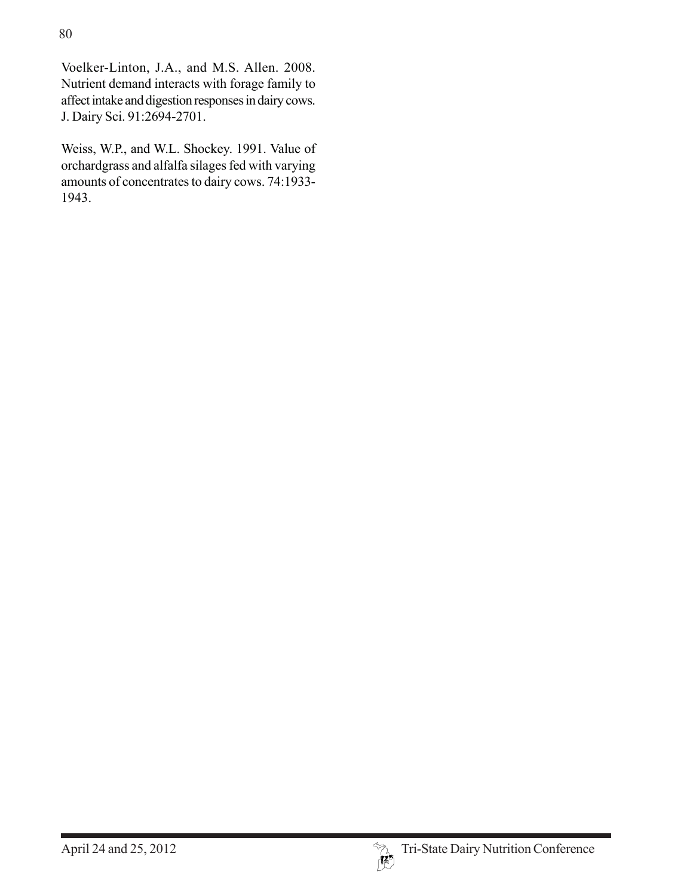Voelker-Linton, J.A., and M.S. Allen. 2008. Nutrient demand interacts with forage family to affect intake and digestion responses in dairy cows. J. Dairy Sci. 91:2694-2701.

Weiss, W.P., and W.L. Shockey. 1991. Value of orchardgrass and alfalfa silages fed with varying amounts of concentrates to dairy cows. 74:1933-1943.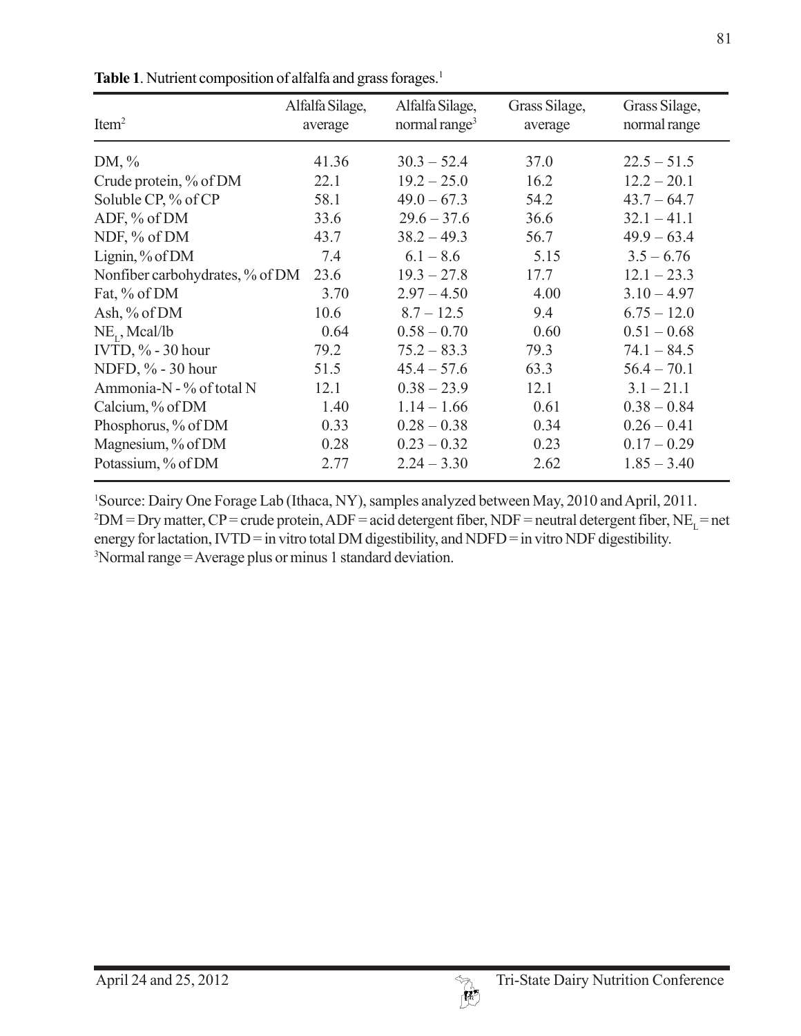**Table 1**. Nutrient composition of alfalfa and grass forages.[1]

| Item[2] | Alfalfa Silage, average | Alfalfa Silage, normal range[3] | Grass Silage, average | Grass Silage, normal range |
|---|---|---|---|---|
| DM, % | 41.36 | 30.3 – 52.4 | 37.0 | 22.5 – 51.5 |
| Crude protein, % of DM | 22.1 | 19.2 – 25.0 | 16.2 | 12.2 – 20.1 |
| Soluble CP, % of CP | 58.1 | 49.0 – 67.3 | 54.2 | 43.7 – 64.7 |
| ADF, % of DM | 33.6 | 29.6 – 37.6 | 36.6 | 32.1 – 41.1 |
| NDF, % of DM | 43.7 | 38.2 – 49.3 | 56.7 | 49.9 – 63.4 |
| Lignin, % of DM | 7.4 | 6.1 – 8.6 | 5.15 | 3.5 – 6.76 |
| Nonfiber carbohydrates, % of DM | 23.6 | 19.3 – 27.8 | 17.7 | 12.1 – 23.3 |
| Fat, % of DM | 3.70 | 2.97 – 4.50 | 4.00 | 3.10 – 4.97 |
| Ash, % of DM | 10.6 | 8.7 – 12.5 | 9.4 | 6.75 – 12.0 |
| $NE_L$, Mcal/lb | 0.64 | 0.58 – 0.70 | 0.60 | 0.51 – 0.68 |
| IVTD, % - 30 hour | 79.2 | 75.2 – 83.3 | 79.3 | 74.1 – 84.5 |
| NDFD, % - 30 hour | 51.5 | 45.4 – 57.6 | 63.3 | 56.4 – 70.1 |
| Ammonia-N - % of total N | 12.1 | 0.38 – 23.9 | 12.1 | 3.1 – 21.1 |
| Calcium, % of DM | 1.40 | 1.14 – 1.66 | 0.61 | 0.38 – 0.84 |
| Phosphorus, % of DM | 0.33 | 0.28 – 0.38 | 0.34 | 0.26 – 0.41 |
| Magnesium, % of DM | 0.28 | 0.23 – 0.32 | 0.23 | 0.17 – 0.29 |
| Potassium, % of DM | 2.77 | 2.24 – 3.30 | 2.62 | 1.85 – 3.40 |

[1]Source: Dairy One Forage Lab (Ithaca, NY), samples analyzed between May, 2010 and April, 2011.
[2]DM = Dry matter, CP = crude protein, ADF = acid detergent fiber, NDF = neutral detergent fiber, $NE_L$ = net energy for lactation, IVTD = in vitro total DM digestibility, and NDFD = in vitro NDF digestibility.
[3]Normal range = Average plus or minus 1 standard deviation.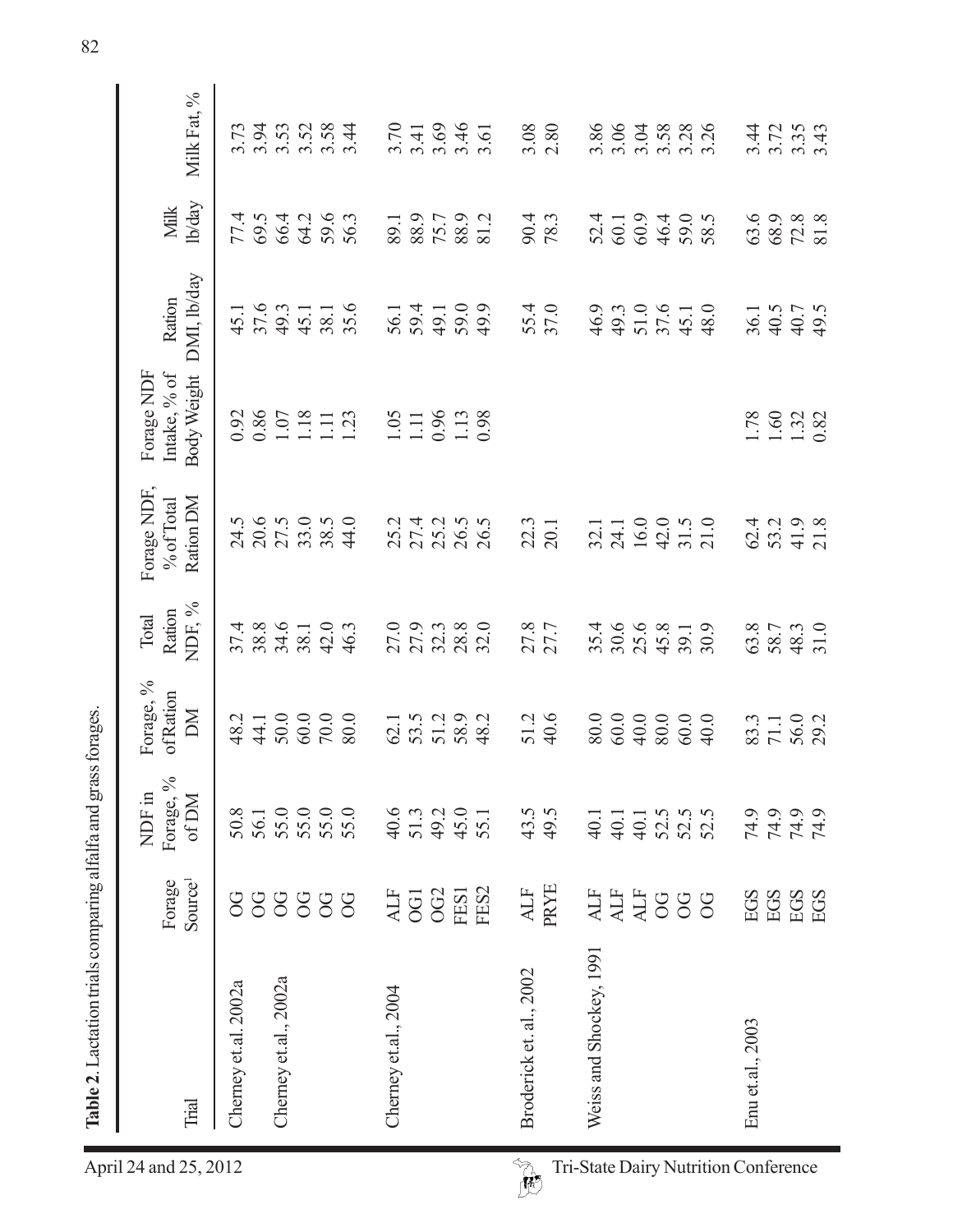**Table 2.** Lactation trials comparing alfalfa and grass forages.

| Trial | Forage Source[1] | NDF in Forage, % of DM | Forage, % of Ration DM | Total Ration NDF, % | Forage NDF, % of Total Ration DM | Forage NDF Intake, % of Body Weight | Ration DMI, lb/day | Milk lb/day | Milk Fat, % |
|---|---|---|---|---|---|---|---|---|---|
| Cherney et.al. 2002a | OG | 50.8 | 48.2 | 37.4 | 24.5 | 0.92 | 45.1 | 77.4 | 3.73 |
| | OG | 56.1 | 44.1 | 38.8 | 20.6 | 0.86 | 37.6 | 69.5 | 3.94 |
| Cherney et.al., 2002a | OG | 55.0 | 50.0 | 34.6 | 27.5 | 1.07 | 49.3 | 66.4 | 3.53 |
| | OG | 55.0 | 60.0 | 38.1 | 33.0 | 1.18 | 45.1 | 64.2 | 3.52 |
| | OG | 55.0 | 70.0 | 42.0 | 38.5 | 1.11 | 38.1 | 59.6 | 3.58 |
| | OG | 55.0 | 80.0 | 46.3 | 44.0 | 1.23 | 35.6 | 56.3 | 3.44 |
| Cherney et.al., 2004 | ALF | 40.6 | 62.1 | 27.0 | 25.2 | 1.05 | 56.1 | 89.1 | 3.70 |
| | OG1 | 51.3 | 53.5 | 27.9 | 27.4 | 1.11 | 59.4 | 88.9 | 3.41 |
| | OG2 | 49.2 | 51.2 | 32.3 | 25.2 | 0.96 | 49.1 | 75.7 | 3.69 |
| | FES1 | 45.0 | 58.9 | 28.8 | 26.5 | 1.13 | 59.0 | 88.9 | 3.46 |
| | FES2 | 55.1 | 48.2 | 32.0 | 26.5 | 0.98 | 49.9 | 81.2 | 3.61 |
| Broderick et. al., 2002 | ALF | 43.5 | 51.2 | 27.8 | 22.3 | | 55.4 | 90.4 | 3.08 |
| | PRYE | 49.5 | 40.6 | 27.7 | 20.1 | | 37.0 | 78.3 | 2.80 |
| Weiss and Shockey, 1991 | ALF | 40.1 | 80.0 | 35.4 | 32.1 | | 46.9 | 52.4 | 3.86 |
| | ALF | 40.1 | 60.0 | 30.6 | 24.1 | | 49.3 | 60.1 | 3.06 |
| | ALF | 40.1 | 40.0 | 25.6 | 16.0 | | 51.0 | 60.9 | 3.04 |
| | OG | 52.5 | 80.0 | 45.8 | 42.0 | | 37.6 | 46.4 | 3.58 |
| | OG | 52.5 | 60.0 | 39.1 | 31.5 | | 45.1 | 59.0 | 3.28 |
| | OG | 52.5 | 40.0 | 30.9 | 21.0 | | 48.0 | 58.5 | 3.26 |
| Enu et.al., 2003 | EGS | 74.9 | 83.3 | 63.8 | 62.4 | 1.78 | 36.1 | 63.6 | 3.44 |
| | EGS | 74.9 | 71.1 | 58.7 | 53.2 | 1.60 | 40.5 | 68.9 | 3.72 |
| | EGS | 74.9 | 56.0 | 48.3 | 41.9 | 1.32 | 40.7 | 72.8 | 3.35 |
| | EGS | 74.9 | 29.2 | 31.0 | 21.8 | 0.82 | 49.5 | 81.8 | 3.43 |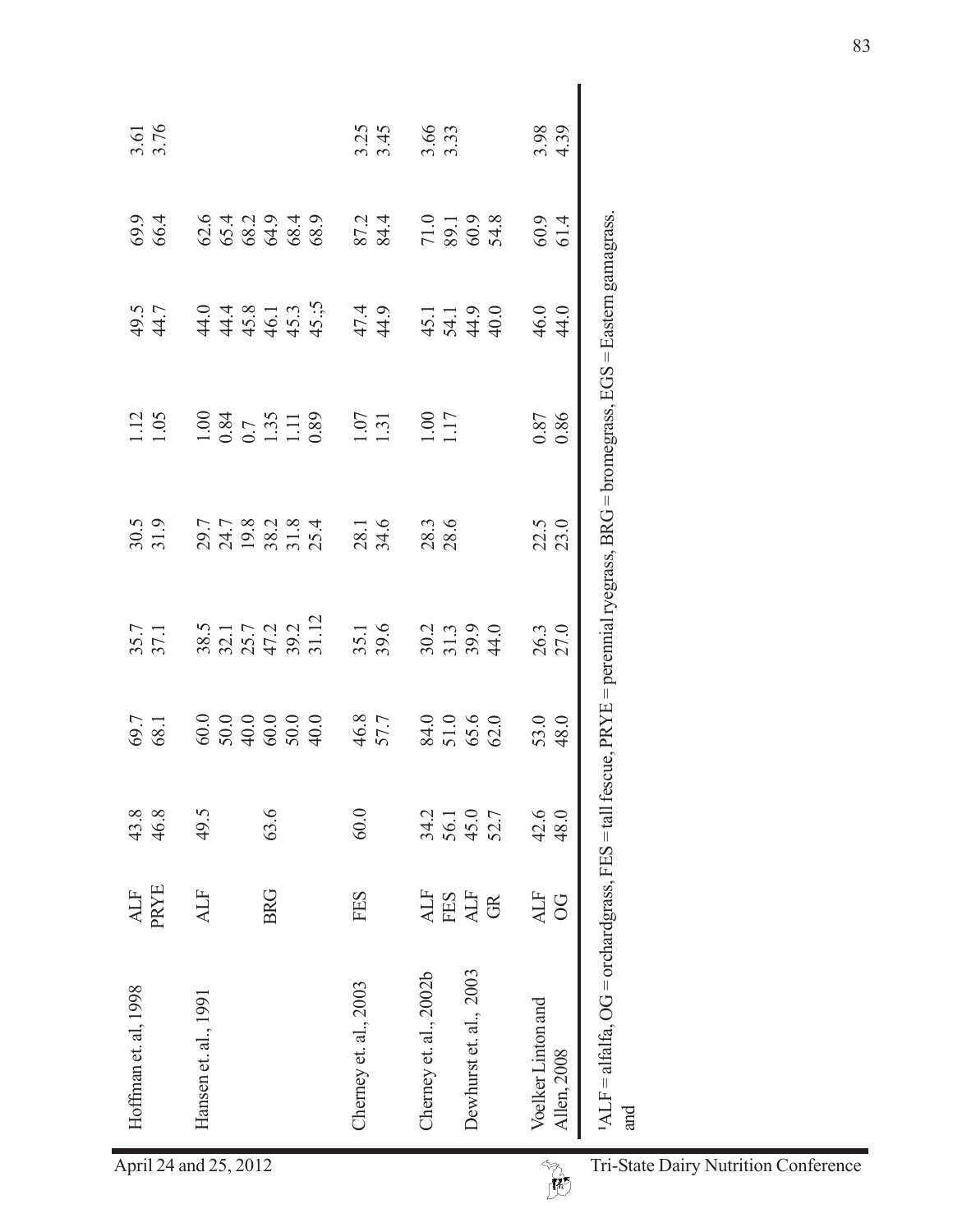| | | | | | | | | | |
|---|---|---|---|---|---|---|---|---|---|
| Hoffman et. al, 1998 | ALF | 43.8 | 69.7 | 35.7 | 30.5 | 1.12 | 49.5 | 69.9 | 3.61 |
| | PRYE | 46.8 | 68.1 | 37.1 | 31.9 | 1.05 | 44.7 | 66.4 | 3.76 |
| Hansen et. al., 1991 | ALF | 49.5 | 60.0 | 38.5 | 29.7 | 1.00 | 44.0 | 62.6 | |
| | | | 50.0 | 32.1 | 24.7 | 0.84 | 44.4 | 65.4 | |
| | | | 40.0 | 25.7 | 19.8 | 0.7 | 45.8 | 68.2 | |
| | BRG | 63.6 | 60.0 | 47.2 | 38.2 | 1.35 | 46.1 | 64.9 | |
| | | | 50.0 | 39.2 | 31.8 | 1.11 | 45.3 | 68.4 | |
| | | | 40.0 | 31.12 | 25.4 | 0.89 | 45.;5 | 68.9 | |
| Cherney et. al., 2003 | FES | 60.0 | 46.8 | 35.1 | 28.1 | 1.07 | 47.4 | 87.2 | 3.25 |
| | | | 57.7 | 39.6 | 34.6 | 1.31 | 44.9 | 84.4 | 3.45 |
| Cherney et. al., 2002b | ALF | 34.2 | 84.0 | 30.2 | 28.3 | 1.00 | 45.1 | 71.0 | 3.66 |
| | FES | 56.1 | 51.0 | 31.3 | 28.6 | 1.17 | 54.1 | 89.1 | 3.33 |
| Dewhurst et. al., 2003 | ALF | 45.0 | 65.6 | 39.9 | | | 44.9 | 60.9 | |
| | GR | 52.7 | 62.0 | 44.0 | | | 40.0 | 54.8 | |
| Voelker Linton and Allen, 2008 | ALF | 42.6 | 53.0 | 26.3 | 22.5 | 0.87 | 46.0 | 60.9 | 3.98 |
| | OG | 48.0 | 48.0 | 27.0 | 23.0 | 0.86 | 44.0 | 61.4 | 4.39 |

[1]ALF = alfalfa, OG = orchardgrass, FES = tall fescue, PRYE = perennial ryegrass, BRG = bromegrass, EGS = Eastern gamagrass. and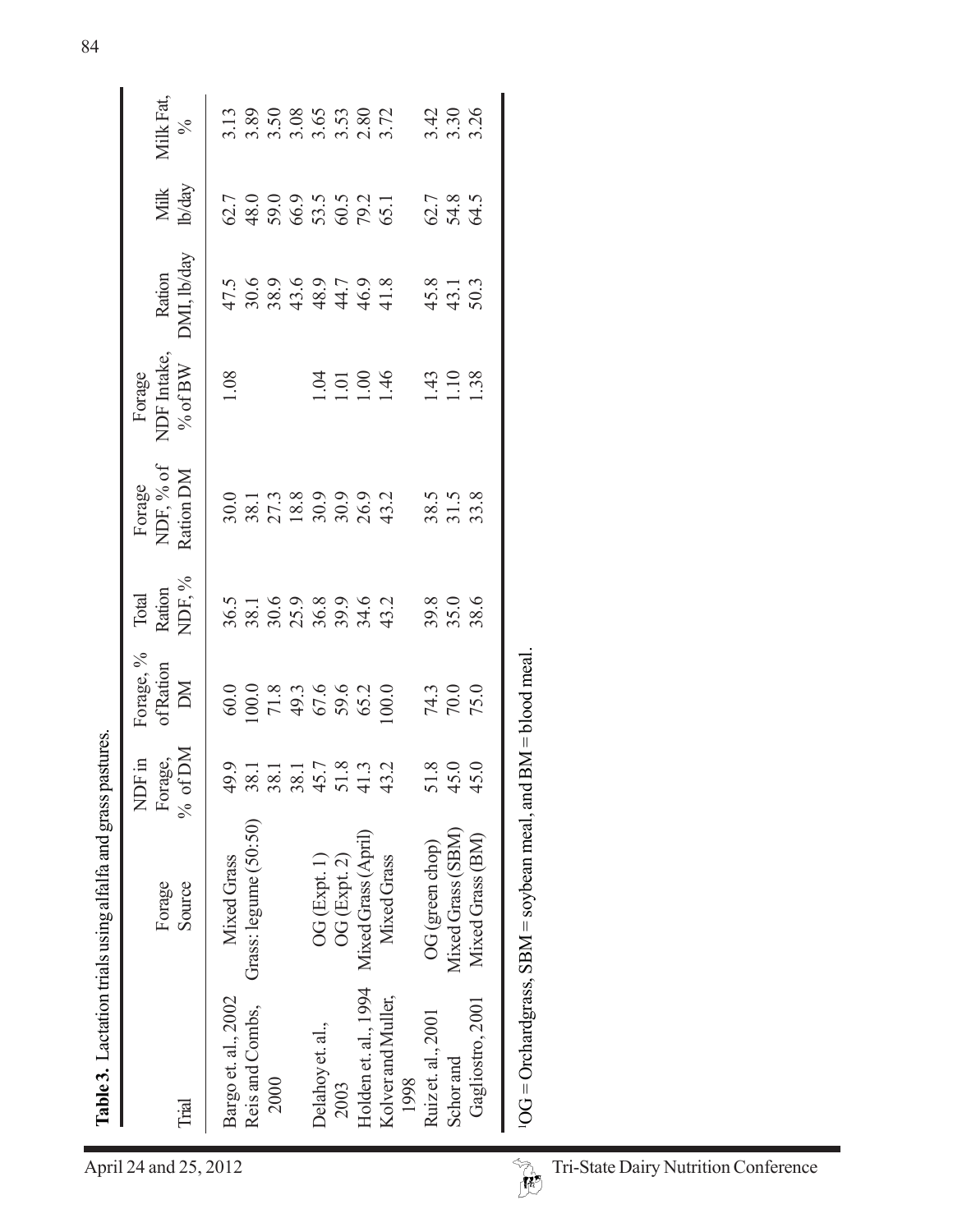**Table 3.** Lactation trials using alfalfa and grass pastures.

| Trial | Forage Source | NDF in Forage, % of DM | Forage, % of Ration DM | Total Ration NDF, % | Forage NDF, % of Ration DM | Forage NDF Intake, % of BW | Ration DMI, lb/day | Milk lb/day | Milk Fat, % |
|---|---|---|---|---|---|---|---|---|---|
| Bargo et. al., 2002 | Mixed Grass | 49.9 | 60.0 | 36.5 | 30.0 | 1.08 | 47.5 | 62.7 | 3.13 |
| Reis and Combs, 2000 | Grass: legume (50:50) | 38.1 | 100.0 | 38.1 | 38.1 | | 30.6 | 48.0 | 3.89 |
| | | 38.1 | 71.8 | 30.6 | 27.3 | | 38.9 | 59.0 | 3.50 |
| | | 38.1 | 49.3 | 25.9 | 18.8 | | 43.6 | 66.9 | 3.08 |
| Delahoy et. al., 2003 | OG (Expt. 1) | 45.7 | 67.6 | 36.8 | 30.9 | 1.04 | 48.9 | 53.5 | 3.65 |
| | OG (Expt. 2) | 51.8 | 59.6 | 39.9 | 30.9 | 1.01 | 44.7 | 60.5 | 3.53 |
| Holden et. al., 1994 | Mixed Grass (April) | 41.3 | 65.2 | 34.6 | 26.9 | 1.00 | 46.9 | 79.2 | 2.80 |
| Kolver and Muller, 1998 | Mixed Grass | 43.2 | 100.0 | 43.2 | 43.2 | 1.46 | 41.8 | 65.1 | 3.72 |
| Ruiz et. al., 2001 | OG (green chop) | 51.8 | 74.3 | 39.8 | 38.5 | 1.43 | 45.8 | 62.7 | 3.42 |
| Schor and Gagliostro, 2001 | Mixed Grass (SBM) | 45.0 | 70.0 | 35.0 | 31.5 | 1.10 | 43.1 | 54.8 | 3.30 |
| | Mixed Grass (BM) | 45.0 | 75.0 | 38.6 | 33.8 | 1.38 | 50.3 | 64.5 | 3.26 |

[1]OG = Orchardgrass, SBM = soybean meal, and BM = blood meal.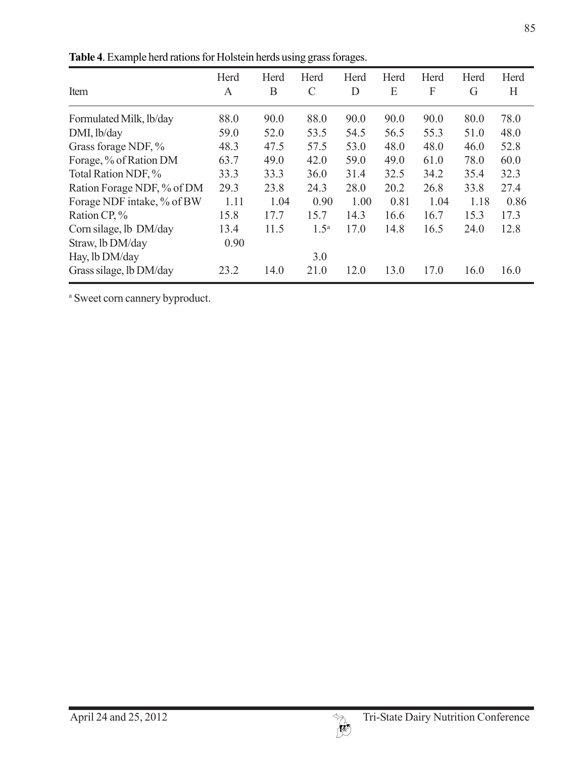**Table 4**. Example herd rations for Holstein herds using grass forages.

| Item | Herd A | Herd B | Herd C | Herd D | Herd E | Herd F | Herd G | Herd H |
|---|---|---|---|---|---|---|---|---|
| Formulated Milk, lb/day | 88.0 | 90.0 | 88.0 | 90.0 | 90.0 | 90.0 | 80.0 | 78.0 |
| DMI, lb/day | 59.0 | 52.0 | 53.5 | 54.5 | 56.5 | 55.3 | 51.0 | 48.0 |
| Grass forage NDF, % | 48.3 | 47.5 | 57.5 | 53.0 | 48.0 | 48.0 | 46.0 | 52.8 |
| Forage, % of Ration DM | 63.7 | 49.0 | 42.0 | 59.0 | 49.0 | 61.0 | 78.0 | 60.0 |
| Total Ration NDF, % | 33.3 | 33.3 | 36.0 | 31.4 | 32.5 | 34.2 | 35.4 | 32.3 |
| Ration Forage NDF, % of DM | 29.3 | 23.8 | 24.3 | 28.0 | 20.2 | 26.8 | 33.8 | 27.4 |
| Forage NDF intake, % of BW | 1.11 | 1.04 | 0.90 | 1.00 | 0.81 | 1.04 | 1.18 | 0.86 |
| Ration CP, % | 15.8 | 17.7 | 15.7 | 14.3 | 16.6 | 16.7 | 15.3 | 17.3 |
| Corn silage, lb DM/day | 13.4 | 11.5 | 1.5[a] | 17.0 | 14.8 | 16.5 | 24.0 | 12.8 |
| Straw, lb DM/day | 0.90 | | | | | | | |
| Hay, lb DM/day | | | 3.0 | | | | | |
| Grass silage, lb DM/day | 23.2 | 14.0 | 21.0 | 12.0 | 13.0 | 17.0 | 16.0 | 16.0 |

[a] Sweet corn cannery byproduct.